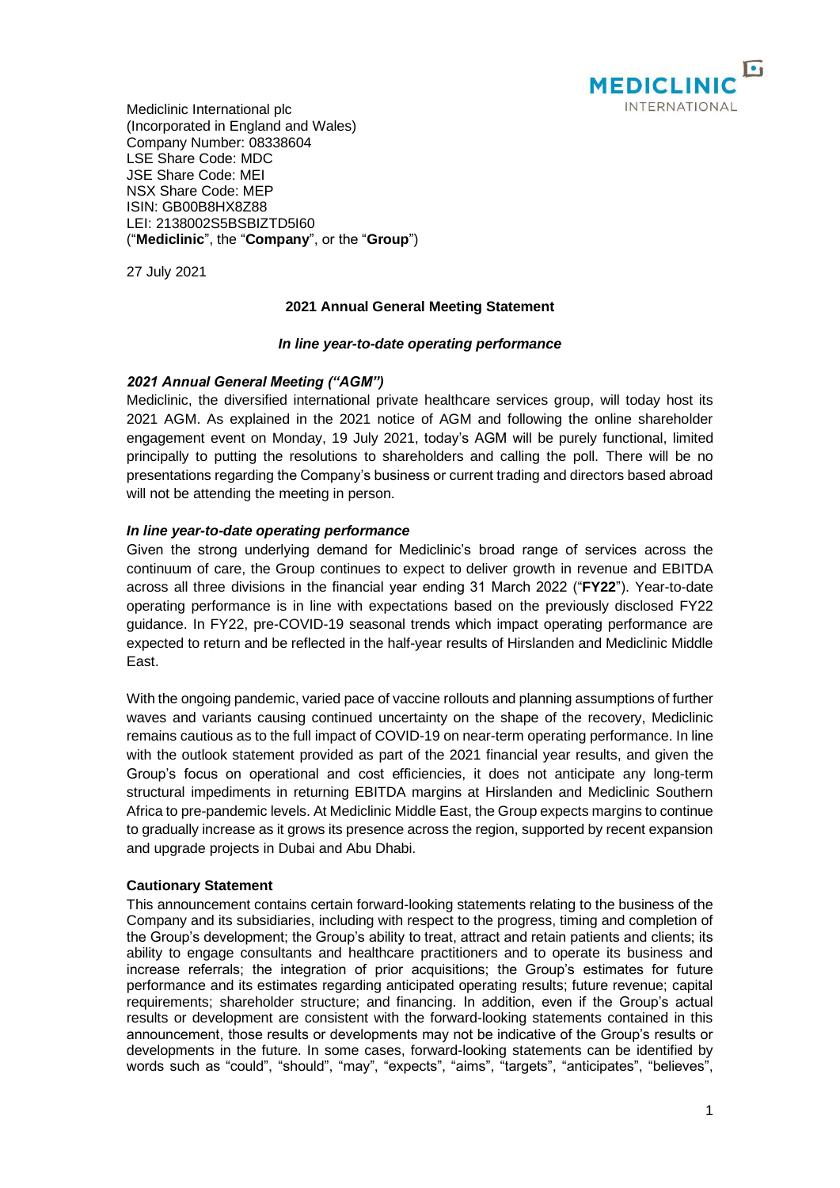Mediclinic International plc
(Incorporated in England and Wales)
Company Number: 08338604
LSE Share Code: MDC
JSE Share Code: MEI
NSX Share Code: MEP
ISIN: GB00B8HX8Z88
LEI: 2138002S5BSBIZTD5I60
("**Mediclinic**", the "**Company**", or the "**Group**")

27 July 2021

## 2021 Annual General Meeting Statement

### *In line year-to-date operating performance*

#### *2021 Annual General Meeting ("AGM")*

Mediclinic, the diversified international private healthcare services group, will today host its 2021 AGM. As explained in the 2021 notice of AGM and following the online shareholder engagement event on Monday, 19 July 2021, today's AGM will be purely functional, limited principally to putting the resolutions to shareholders and calling the poll. There will be no presentations regarding the Company's business or current trading and directors based abroad will not be attending the meeting in person.

#### *In line year-to-date operating performance*

Given the strong underlying demand for Mediclinic's broad range of services across the continuum of care, the Group continues to expect to deliver growth in revenue and EBITDA across all three divisions in the financial year ending 31 March 2022 ("**FY22**"). Year-to-date operating performance is in line with expectations based on the previously disclosed FY22 guidance. In FY22, pre-COVID-19 seasonal trends which impact operating performance are expected to return and be reflected in the half-year results of Hirslanden and Mediclinic Middle East.

With the ongoing pandemic, varied pace of vaccine rollouts and planning assumptions of further waves and variants causing continued uncertainty on the shape of the recovery, Mediclinic remains cautious as to the full impact of COVID-19 on near-term operating performance. In line with the outlook statement provided as part of the 2021 financial year results, and given the Group's focus on operational and cost efficiencies, it does not anticipate any long-term structural impediments in returning EBITDA margins at Hirslanden and Mediclinic Southern Africa to pre-pandemic levels. At Mediclinic Middle East, the Group expects margins to continue to gradually increase as it grows its presence across the region, supported by recent expansion and upgrade projects in Dubai and Abu Dhabi.

#### **Cautionary Statement**

This announcement contains certain forward-looking statements relating to the business of the Company and its subsidiaries, including with respect to the progress, timing and completion of the Group's development; the Group's ability to treat, attract and retain patients and clients; its ability to engage consultants and healthcare practitioners and to operate its business and increase referrals; the integration of prior acquisitions; the Group's estimates for future performance and its estimates regarding anticipated operating results; future revenue; capital requirements; shareholder structure; and financing. In addition, even if the Group's actual results or development are consistent with the forward-looking statements contained in this announcement, those results or developments may not be indicative of the Group's results or developments in the future. In some cases, forward-looking statements can be identified by words such as "could", "should", "may", "expects", "aims", "targets", "anticipates", "believes",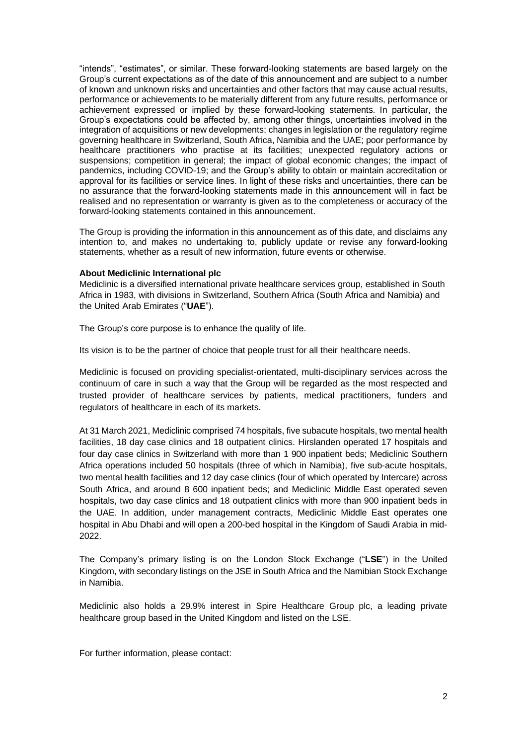"intends", "estimates", or similar. These forward-looking statements are based largely on the Group's current expectations as of the date of this announcement and are subject to a number of known and unknown risks and uncertainties and other factors that may cause actual results, performance or achievements to be materially different from any future results, performance or achievement expressed or implied by these forward-looking statements. In particular, the Group's expectations could be affected by, among other things, uncertainties involved in the integration of acquisitions or new developments; changes in legislation or the regulatory regime governing healthcare in Switzerland, South Africa, Namibia and the UAE; poor performance by healthcare practitioners who practise at its facilities; unexpected regulatory actions or suspensions; competition in general; the impact of global economic changes; the impact of pandemics, including COVID-19; and the Group's ability to obtain or maintain accreditation or approval for its facilities or service lines. In light of these risks and uncertainties, there can be no assurance that the forward-looking statements made in this announcement will in fact be realised and no representation or warranty is given as to the completeness or accuracy of the forward-looking statements contained in this announcement.

The Group is providing the information in this announcement as of this date, and disclaims any intention to, and makes no undertaking to, publicly update or revise any forward-looking statements, whether as a result of new information, future events or otherwise.

**About Mediclinic International plc**

Mediclinic is a diversified international private healthcare services group, established in South Africa in 1983, with divisions in Switzerland, Southern Africa (South Africa and Namibia) and the United Arab Emirates ("**UAE**").

The Group's core purpose is to enhance the quality of life.

Its vision is to be the partner of choice that people trust for all their healthcare needs.

Mediclinic is focused on providing specialist-orientated, multi-disciplinary services across the continuum of care in such a way that the Group will be regarded as the most respected and trusted provider of healthcare services by patients, medical practitioners, funders and regulators of healthcare in each of its markets.

At 31 March 2021, Mediclinic comprised 74 hospitals, five subacute hospitals, two mental health facilities, 18 day case clinics and 18 outpatient clinics. Hirslanden operated 17 hospitals and four day case clinics in Switzerland with more than 1 900 inpatient beds; Mediclinic Southern Africa operations included 50 hospitals (three of which in Namibia), five sub-acute hospitals, two mental health facilities and 12 day case clinics (four of which operated by Intercare) across South Africa, and around 8 600 inpatient beds; and Mediclinic Middle East operated seven hospitals, two day case clinics and 18 outpatient clinics with more than 900 inpatient beds in the UAE. In addition, under management contracts, Mediclinic Middle East operates one hospital in Abu Dhabi and will open a 200-bed hospital in the Kingdom of Saudi Arabia in mid-2022.

The Company's primary listing is on the London Stock Exchange ("**LSE**") in the United Kingdom, with secondary listings on the JSE in South Africa and the Namibian Stock Exchange in Namibia.

Mediclinic also holds a 29.9% interest in Spire Healthcare Group plc, a leading private healthcare group based in the United Kingdom and listed on the LSE.

For further information, please contact: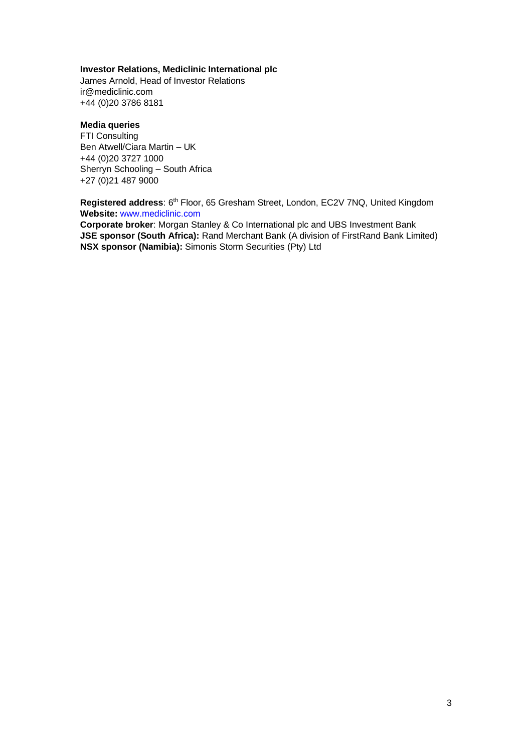**Investor Relations, Mediclinic International plc**
James Arnold, Head of Investor Relations
ir@mediclinic.com
+44 (0)20 3786 8181

**Media queries**
FTI Consulting
Ben Atwell/Ciara Martin – UK
+44 (0)20 3727 1000
Sherryn Schooling – South Africa
+27 (0)21 487 9000

**Registered address**: 6th Floor, 65 Gresham Street, London, EC2V 7NQ, United Kingdom
**Website:** www.mediclinic.com
**Corporate broker**: Morgan Stanley & Co International plc and UBS Investment Bank
**JSE sponsor (South Africa):** Rand Merchant Bank (A division of FirstRand Bank Limited)
**NSX sponsor (Namibia):** Simonis Storm Securities (Pty) Ltd